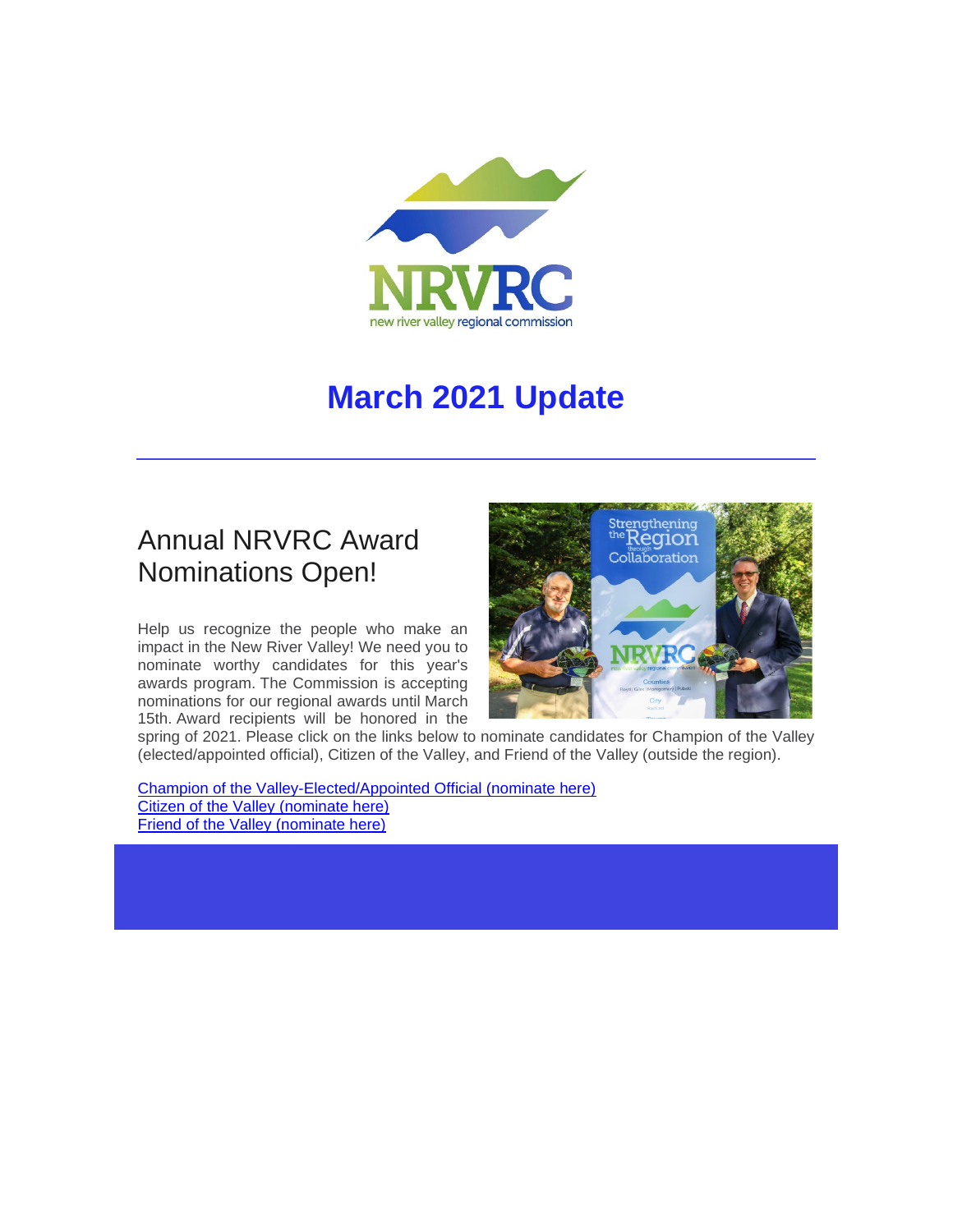# March 2021 Update

## Annual NRVRC Award Nominations Open!

Help us recognize the people who make an impact in the New River Valley! We need you to nominate worthy candidates for this year's awards program. The Commission is accepting nominations for our regional awards until March 15th. Award recipients will be honored in the spring of 2021. Please click on the links below to nominate candidates for Champion of the Valley (elected/appointed official), Citizen of the Valley, and Friend of the Valley (outside the region).

Champion of the Valley-Elected/Appointed Official (nominate here)
Citizen of the Valley (nominate here)
Friend of the Valley (nominate here)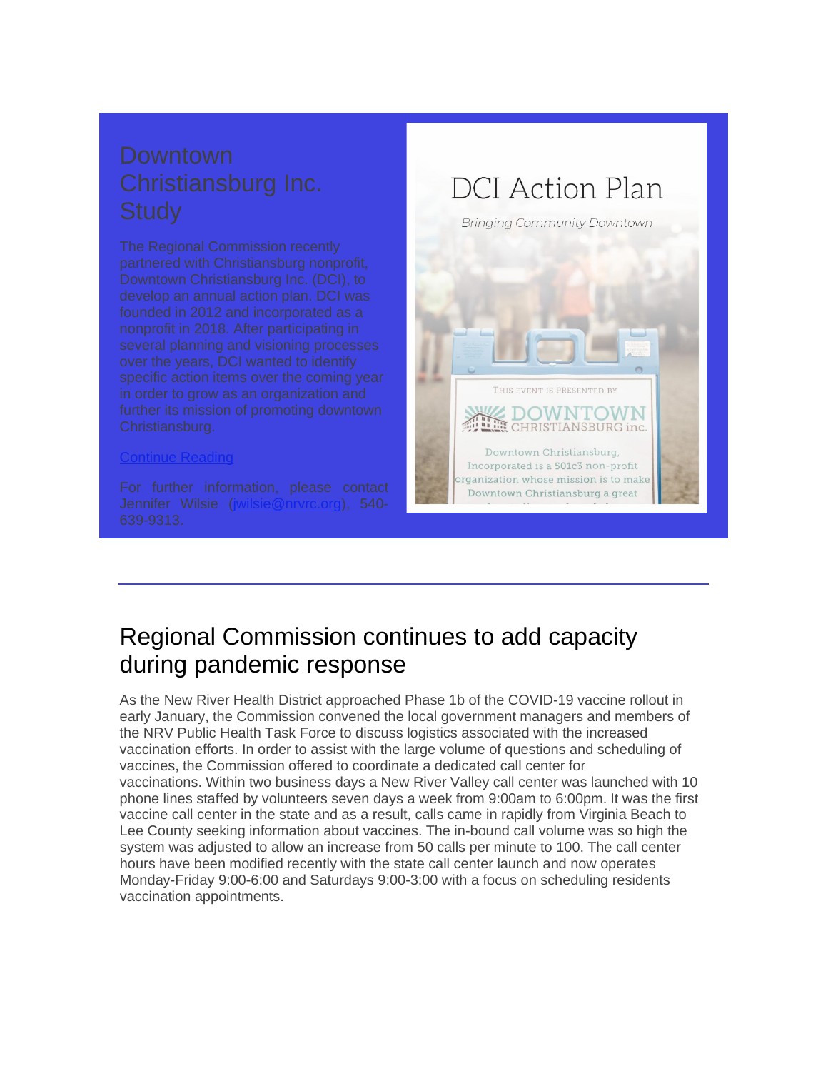## Downtown Christiansburg Inc. Study

The Regional Commission recently partnered with Christiansburg nonprofit, Downtown Christiansburg Inc. (DCI), to develop an annual action plan. DCI was founded in 2012 and incorporated as a nonprofit in 2018. After participating in several planning and visioning processes over the years, DCI wanted to identify specific action items over the coming year in order to grow as an organization and further its mission of promoting downtown Christiansburg.

[Continue Reading]

For further information, please contact Jennifer Wilsie (jwilsie@nrvrc.org), 540-639-9313.

## Regional Commission continues to add capacity during pandemic response

As the New River Health District approached Phase 1b of the COVID-19 vaccine rollout in early January, the Commission convened the local government managers and members of the NRV Public Health Task Force to discuss logistics associated with the increased vaccination efforts. In order to assist with the large volume of questions and scheduling of vaccines, the Commission offered to coordinate a dedicated call center for vaccinations. Within two business days a New River Valley call center was launched with 10 phone lines staffed by volunteers seven days a week from 9:00am to 6:00pm. It was the first vaccine call center in the state and as a result, calls came in rapidly from Virginia Beach to Lee County seeking information about vaccines. The in-bound call volume was so high the system was adjusted to allow an increase from 50 calls per minute to 100. The call center hours have been modified recently with the state call center launch and now operates Monday-Friday 9:00-6:00 and Saturdays 9:00-3:00 with a focus on scheduling residents vaccination appointments.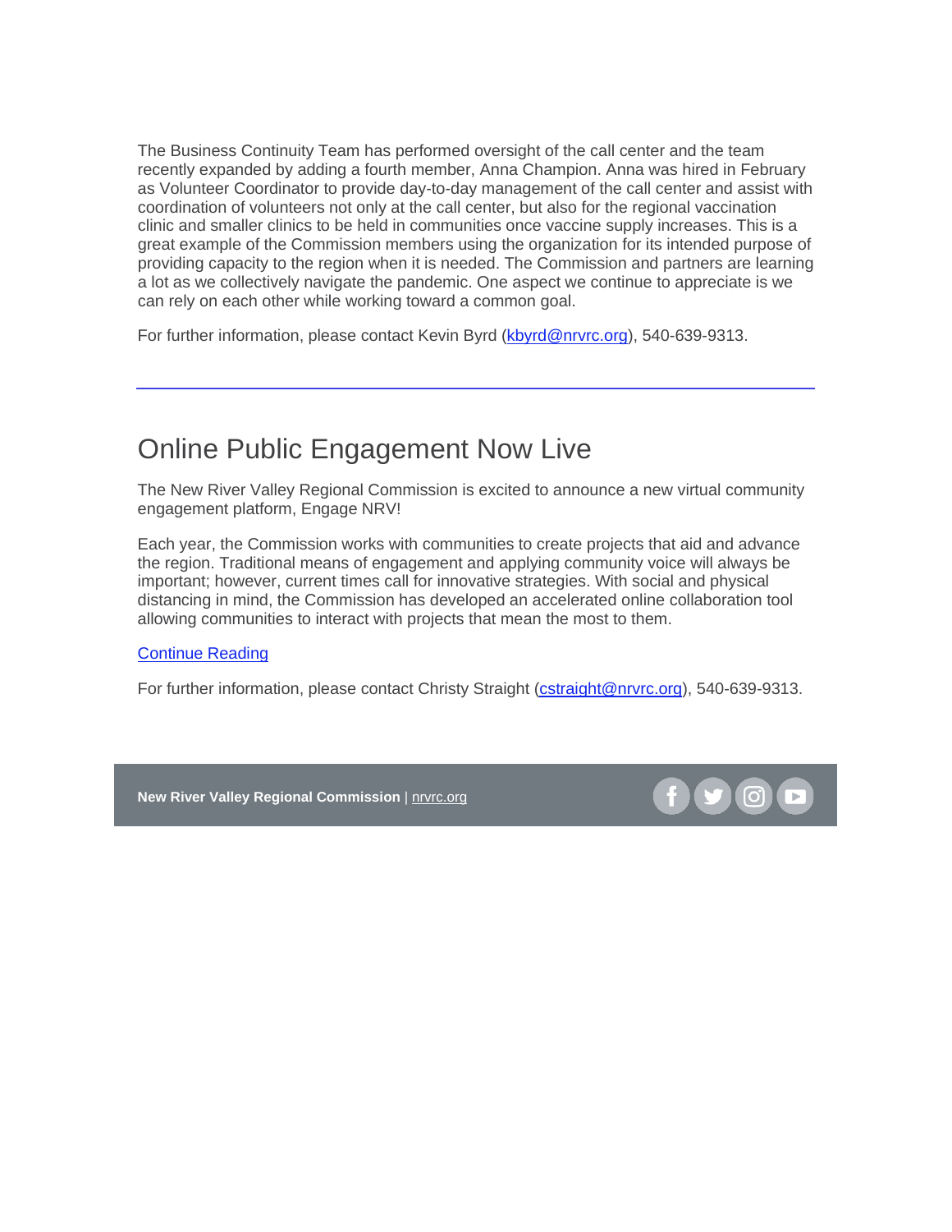The Business Continuity Team has performed oversight of the call center and the team recently expanded by adding a fourth member, Anna Champion. Anna was hired in February as Volunteer Coordinator to provide day-to-day management of the call center and assist with coordination of volunteers not only at the call center, but also for the regional vaccination clinic and smaller clinics to be held in communities once vaccine supply increases. This is a great example of the Commission members using the organization for its intended purpose of providing capacity to the region when it is needed. The Commission and partners are learning a lot as we collectively navigate the pandemic. One aspect we continue to appreciate is we can rely on each other while working toward a common goal.

For further information, please contact Kevin Byrd (kbyrd@nrvrc.org), 540-639-9313.

---

## Online Public Engagement Now Live

The New River Valley Regional Commission is excited to announce a new virtual community engagement platform, Engage NRV!

Each year, the Commission works with communities to create projects that aid and advance the region. Traditional means of engagement and applying community voice will always be important; however, current times call for innovative strategies. With social and physical distancing in mind, the Commission has developed an accelerated online collaboration tool allowing communities to interact with projects that mean the most to them.

Continue Reading

For further information, please contact Christy Straight (cstraight@nrvrc.org), 540-639-9313.

**New River Valley Regional Commission** | nrvrc.org